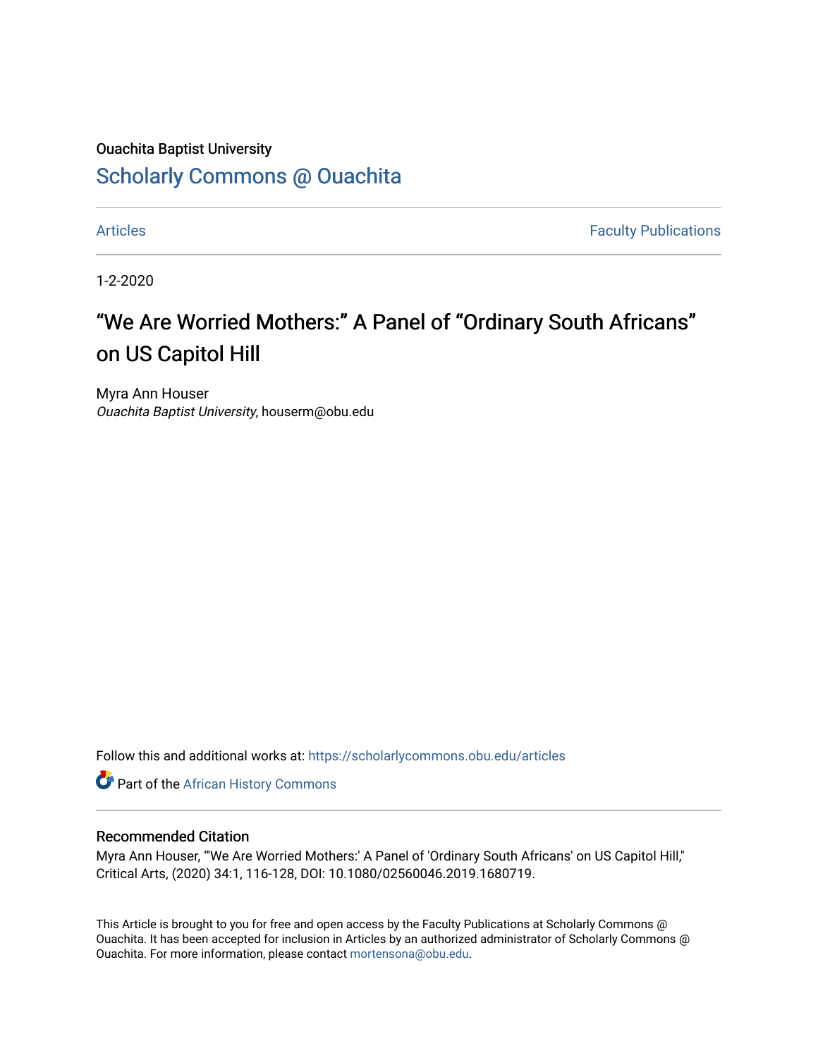Ouachita Baptist University

# Scholarly Commons @ Ouachita

Articles | Faculty Publications

1-2-2020

## "We Are Worried Mothers:" A Panel of "Ordinary South Africans" on US Capitol Hill

Myra Ann Houser
*Ouachita Baptist University*, houserm@obu.edu

Follow this and additional works at: https://scholarlycommons.obu.edu/articles

Part of the African History Commons

### Recommended Citation

Myra Ann Houser, "'We Are Worried Mothers:' A Panel of 'Ordinary South Africans' on US Capitol Hill," Critical Arts, (2020) 34:1, 116-128, DOI: 10.1080/02560046.2019.1680719.

This Article is brought to you for free and open access by the Faculty Publications at Scholarly Commons @ Ouachita. It has been accepted for inclusion in Articles by an authorized administrator of Scholarly Commons @ Ouachita. For more information, please contact mortensona@obu.edu.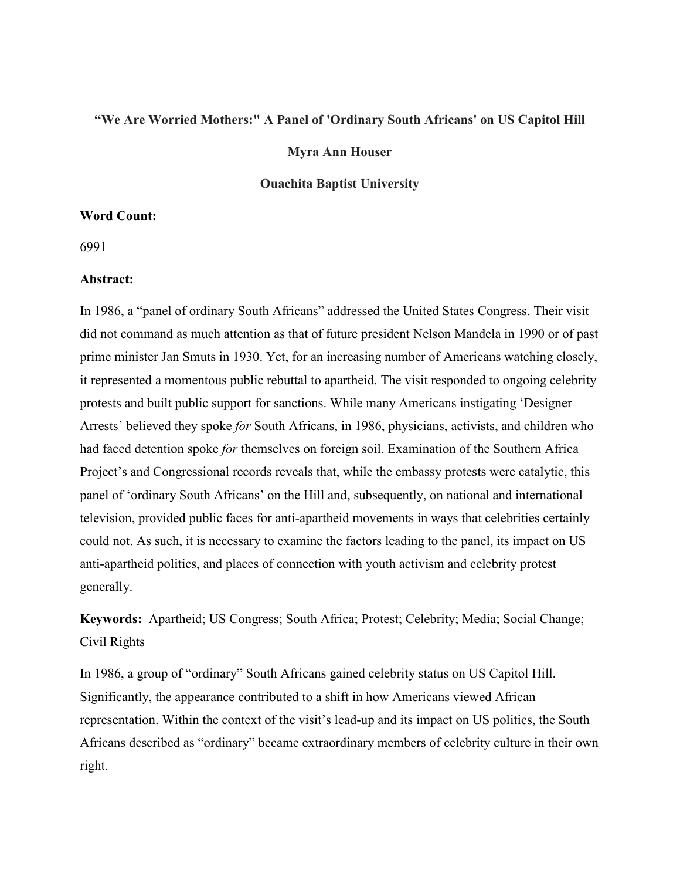**"We Are Worried Mothers:" A Panel of 'Ordinary South Africans' on US Capitol Hill**

**Myra Ann Houser**

**Ouachita Baptist University**

**Word Count:**

6991

**Abstract:**

In 1986, a "panel of ordinary South Africans" addressed the United States Congress. Their visit did not command as much attention as that of future president Nelson Mandela in 1990 or of past prime minister Jan Smuts in 1930. Yet, for an increasing number of Americans watching closely, it represented a momentous public rebuttal to apartheid. The visit responded to ongoing celebrity protests and built public support for sanctions. While many Americans instigating 'Designer Arrests' believed they spoke *for* South Africans, in 1986, physicians, activists, and children who had faced detention spoke *for* themselves on foreign soil. Examination of the Southern Africa Project's and Congressional records reveals that, while the embassy protests were catalytic, this panel of 'ordinary South Africans' on the Hill and, subsequently, on national and international television, provided public faces for anti-apartheid movements in ways that celebrities certainly could not. As such, it is necessary to examine the factors leading to the panel, its impact on US anti-apartheid politics, and places of connection with youth activism and celebrity protest generally.

**Keywords:** Apartheid; US Congress; South Africa; Protest; Celebrity; Media; Social Change; Civil Rights

In 1986, a group of "ordinary" South Africans gained celebrity status on US Capitol Hill. Significantly, the appearance contributed to a shift in how Americans viewed African representation. Within the context of the visit's lead-up and its impact on US politics, the South Africans described as "ordinary" became extraordinary members of celebrity culture in their own right.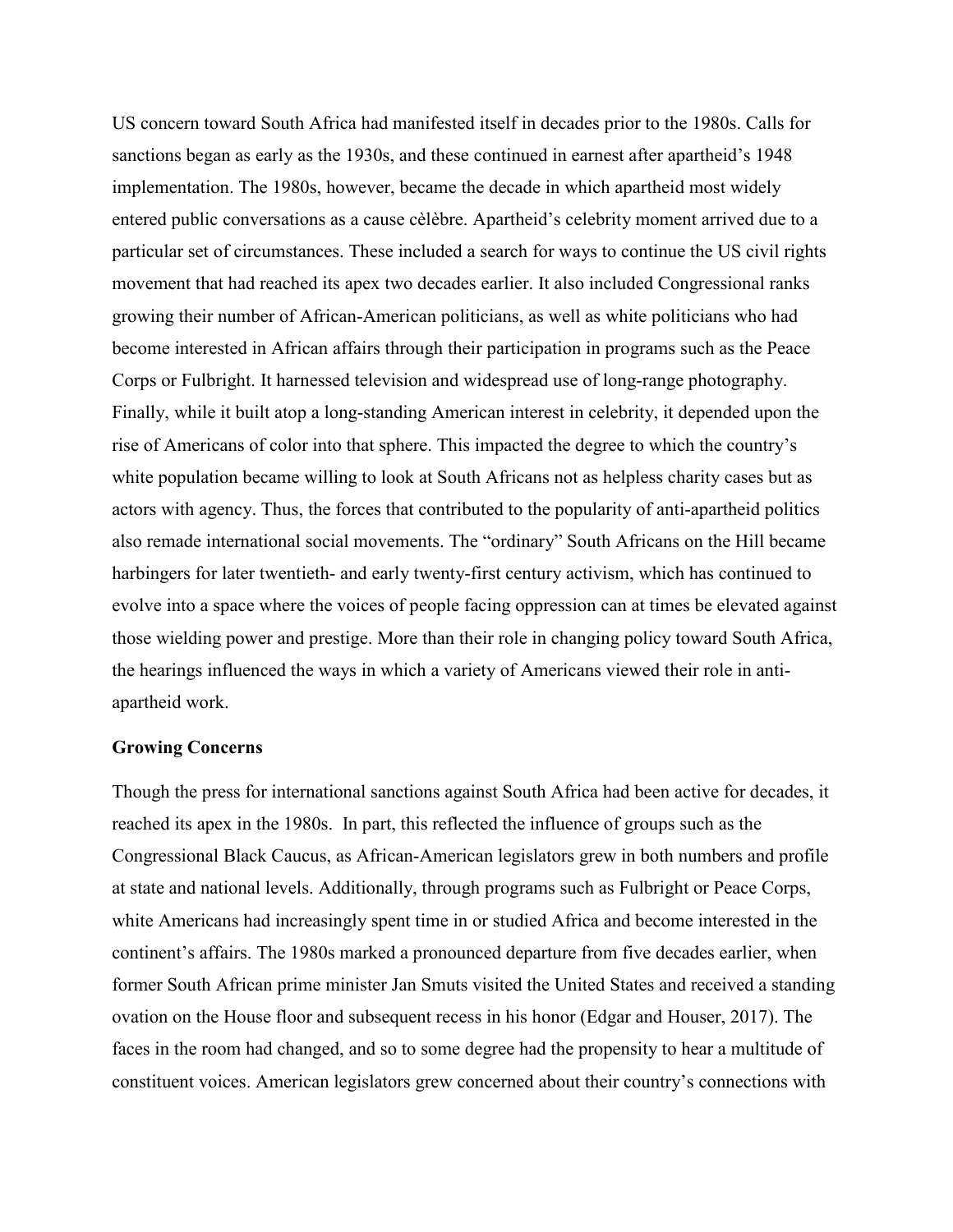US concern toward South Africa had manifested itself in decades prior to the 1980s. Calls for sanctions began as early as the 1930s, and these continued in earnest after apartheid's 1948 implementation. The 1980s, however, became the decade in which apartheid most widely entered public conversations as a cause cèlèbre. Apartheid's celebrity moment arrived due to a particular set of circumstances. These included a search for ways to continue the US civil rights movement that had reached its apex two decades earlier. It also included Congressional ranks growing their number of African-American politicians, as well as white politicians who had become interested in African affairs through their participation in programs such as the Peace Corps or Fulbright. It harnessed television and widespread use of long-range photography. Finally, while it built atop a long-standing American interest in celebrity, it depended upon the rise of Americans of color into that sphere. This impacted the degree to which the country's white population became willing to look at South Africans not as helpless charity cases but as actors with agency. Thus, the forces that contributed to the popularity of anti-apartheid politics also remade international social movements. The "ordinary" South Africans on the Hill became harbingers for later twentieth- and early twenty-first century activism, which has continued to evolve into a space where the voices of people facing oppression can at times be elevated against those wielding power and prestige. More than their role in changing policy toward South Africa, the hearings influenced the ways in which a variety of Americans viewed their role in anti-apartheid work.

**Growing Concerns**

Though the press for international sanctions against South Africa had been active for decades, it reached its apex in the 1980s. In part, this reflected the influence of groups such as the Congressional Black Caucus, as African-American legislators grew in both numbers and profile at state and national levels. Additionally, through programs such as Fulbright or Peace Corps, white Americans had increasingly spent time in or studied Africa and become interested in the continent's affairs. The 1980s marked a pronounced departure from five decades earlier, when former South African prime minister Jan Smuts visited the United States and received a standing ovation on the House floor and subsequent recess in his honor (Edgar and Houser, 2017). The faces in the room had changed, and so to some degree had the propensity to hear a multitude of constituent voices. American legislators grew concerned about their country's connections with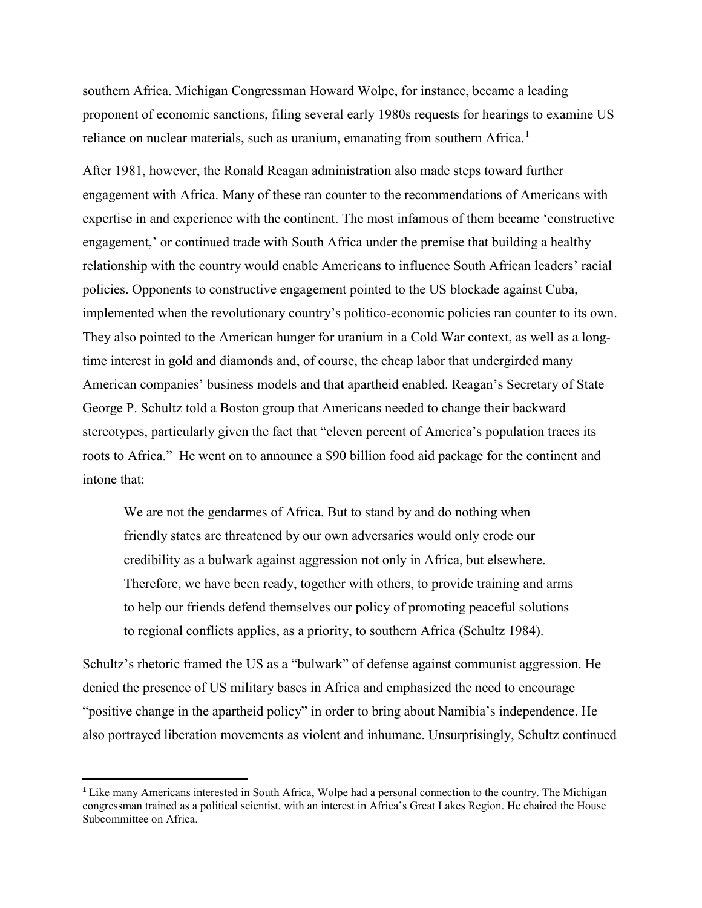southern Africa. Michigan Congressman Howard Wolpe, for instance, became a leading proponent of economic sanctions, filing several early 1980s requests for hearings to examine US reliance on nuclear materials, such as uranium, emanating from southern Africa.[1]

After 1981, however, the Ronald Reagan administration also made steps toward further engagement with Africa. Many of these ran counter to the recommendations of Americans with expertise in and experience with the continent. The most infamous of them became 'constructive engagement,' or continued trade with South Africa under the premise that building a healthy relationship with the country would enable Americans to influence South African leaders' racial policies. Opponents to constructive engagement pointed to the US blockade against Cuba, implemented when the revolutionary country's politico-economic policies ran counter to its own. They also pointed to the American hunger for uranium in a Cold War context, as well as a long-time interest in gold and diamonds and, of course, the cheap labor that undergirded many American companies' business models and that apartheid enabled. Reagan's Secretary of State George P. Schultz told a Boston group that Americans needed to change their backward stereotypes, particularly given the fact that "eleven percent of America's population traces its roots to Africa." He went on to announce a $90 billion food aid package for the continent and intone that:

> We are not the gendarmes of Africa. But to stand by and do nothing when friendly states are threatened by our own adversaries would only erode our credibility as a bulwark against aggression not only in Africa, but elsewhere. Therefore, we have been ready, together with others, to provide training and arms to help our friends defend themselves our policy of promoting peaceful solutions to regional conflicts applies, as a priority, to southern Africa (Schultz 1984).

Schultz's rhetoric framed the US as a "bulwark" of defense against communist aggression. He denied the presence of US military bases in Africa and emphasized the need to encourage "positive change in the apartheid policy" in order to bring about Namibia's independence. He also portrayed liberation movements as violent and inhumane. Unsurprisingly, Schultz continued

[1] Like many Americans interested in South Africa, Wolpe had a personal connection to the country. The Michigan congressman trained as a political scientist, with an interest in Africa's Great Lakes Region. He chaired the House Subcommittee on Africa.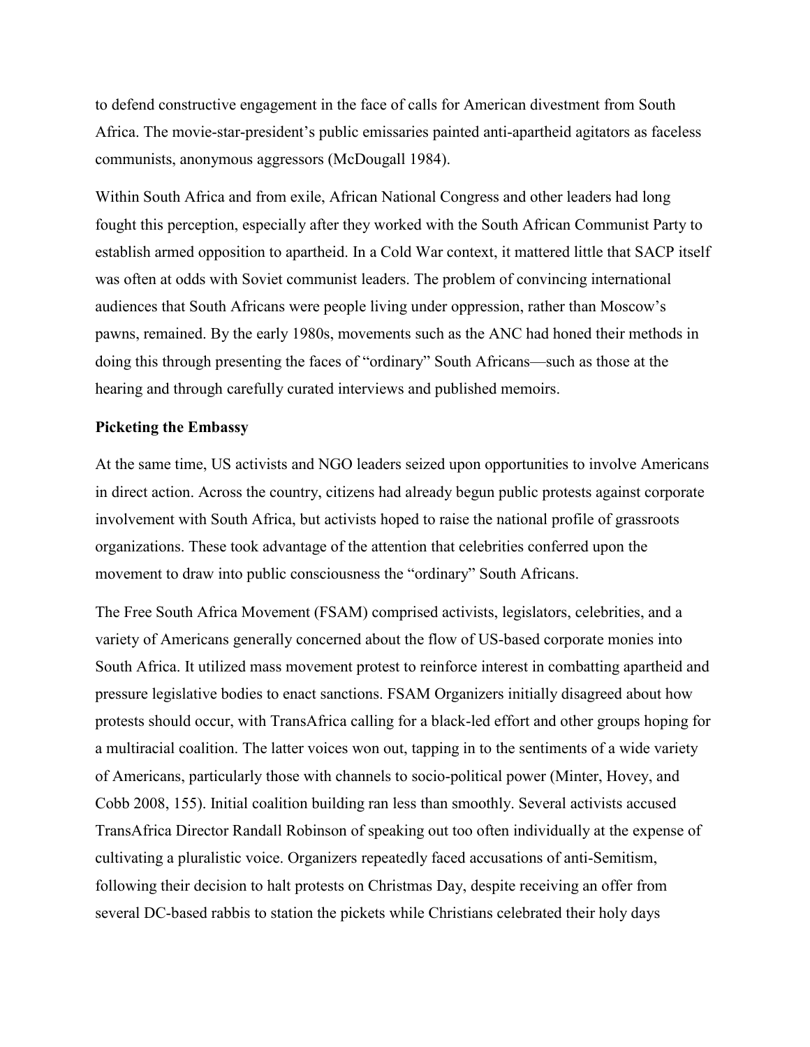to defend constructive engagement in the face of calls for American divestment from South Africa. The movie-star-president's public emissaries painted anti-apartheid agitators as faceless communists, anonymous aggressors (McDougall 1984).

Within South Africa and from exile, African National Congress and other leaders had long fought this perception, especially after they worked with the South African Communist Party to establish armed opposition to apartheid. In a Cold War context, it mattered little that SACP itself was often at odds with Soviet communist leaders. The problem of convincing international audiences that South Africans were people living under oppression, rather than Moscow's pawns, remained. By the early 1980s, movements such as the ANC had honed their methods in doing this through presenting the faces of "ordinary" South Africans—such as those at the hearing and through carefully curated interviews and published memoirs.

**Picketing the Embassy**

At the same time, US activists and NGO leaders seized upon opportunities to involve Americans in direct action. Across the country, citizens had already begun public protests against corporate involvement with South Africa, but activists hoped to raise the national profile of grassroots organizations. These took advantage of the attention that celebrities conferred upon the movement to draw into public consciousness the "ordinary" South Africans.

The Free South Africa Movement (FSAM) comprised activists, legislators, celebrities, and a variety of Americans generally concerned about the flow of US-based corporate monies into South Africa. It utilized mass movement protest to reinforce interest in combatting apartheid and pressure legislative bodies to enact sanctions. FSAM Organizers initially disagreed about how protests should occur, with TransAfrica calling for a black-led effort and other groups hoping for a multiracial coalition. The latter voices won out, tapping in to the sentiments of a wide variety of Americans, particularly those with channels to socio-political power (Minter, Hovey, and Cobb 2008, 155). Initial coalition building ran less than smoothly. Several activists accused TransAfrica Director Randall Robinson of speaking out too often individually at the expense of cultivating a pluralistic voice. Organizers repeatedly faced accusations of anti-Semitism, following their decision to halt protests on Christmas Day, despite receiving an offer from several DC-based rabbis to station the pickets while Christians celebrated their holy days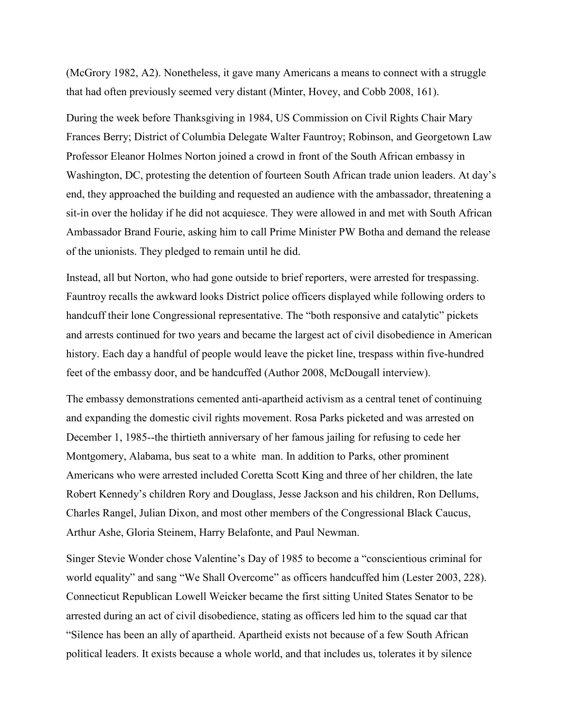(McGrory 1982, A2). Nonetheless, it gave many Americans a means to connect with a struggle that had often previously seemed very distant (Minter, Hovey, and Cobb 2008, 161).

During the week before Thanksgiving in 1984, US Commission on Civil Rights Chair Mary Frances Berry; District of Columbia Delegate Walter Fauntroy; Robinson, and Georgetown Law Professor Eleanor Holmes Norton joined a crowd in front of the South African embassy in Washington, DC, protesting the detention of fourteen South African trade union leaders. At day's end, they approached the building and requested an audience with the ambassador, threatening a sit-in over the holiday if he did not acquiesce. They were allowed in and met with South African Ambassador Brand Fourie, asking him to call Prime Minister PW Botha and demand the release of the unionists. They pledged to remain until he did.

Instead, all but Norton, who had gone outside to brief reporters, were arrested for trespassing. Fauntroy recalls the awkward looks District police officers displayed while following orders to handcuff their lone Congressional representative. The "both responsive and catalytic" pickets and arrests continued for two years and became the largest act of civil disobedience in American history. Each day a handful of people would leave the picket line, trespass within five-hundred feet of the embassy door, and be handcuffed (Author 2008, McDougall interview).

The embassy demonstrations cemented anti-apartheid activism as a central tenet of continuing and expanding the domestic civil rights movement. Rosa Parks picketed and was arrested on December 1, 1985--the thirtieth anniversary of her famous jailing for refusing to cede her Montgomery, Alabama, bus seat to a white man. In addition to Parks, other prominent Americans who were arrested included Coretta Scott King and three of her children, the late Robert Kennedy's children Rory and Douglass, Jesse Jackson and his children, Ron Dellums, Charles Rangel, Julian Dixon, and most other members of the Congressional Black Caucus, Arthur Ashe, Gloria Steinem, Harry Belafonte, and Paul Newman.

Singer Stevie Wonder chose Valentine's Day of 1985 to become a "conscientious criminal for world equality" and sang "We Shall Overcome" as officers handcuffed him (Lester 2003, 228). Connecticut Republican Lowell Weicker became the first sitting United States Senator to be arrested during an act of civil disobedience, stating as officers led him to the squad car that "Silence has been an ally of apartheid. Apartheid exists not because of a few South African political leaders. It exists because a whole world, and that includes us, tolerates it by silence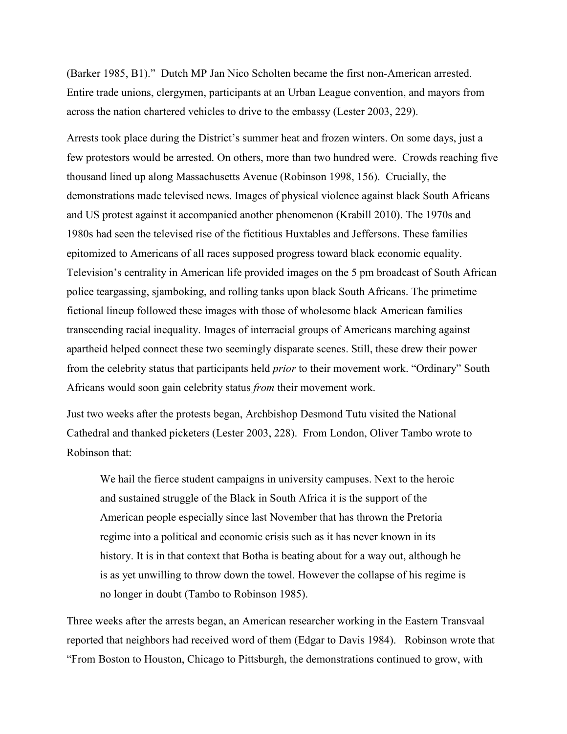(Barker 1985, B1)." Dutch MP Jan Nico Scholten became the first non-American arrested. Entire trade unions, clergymen, participants at an Urban League convention, and mayors from across the nation chartered vehicles to drive to the embassy (Lester 2003, 229).

Arrests took place during the District's summer heat and frozen winters. On some days, just a few protestors would be arrested. On others, more than two hundred were. Crowds reaching five thousand lined up along Massachusetts Avenue (Robinson 1998, 156). Crucially, the demonstrations made televised news. Images of physical violence against black South Africans and US protest against it accompanied another phenomenon (Krabill 2010). The 1970s and 1980s had seen the televised rise of the fictitious Huxtables and Jeffersons. These families epitomized to Americans of all races supposed progress toward black economic equality. Television's centrality in American life provided images on the 5 pm broadcast of South African police teargassing, sjamboking, and rolling tanks upon black South Africans. The primetime fictional lineup followed these images with those of wholesome black American families transcending racial inequality. Images of interracial groups of Americans marching against apartheid helped connect these two seemingly disparate scenes. Still, these drew their power from the celebrity status that participants held *prior* to their movement work. "Ordinary" South Africans would soon gain celebrity status *from* their movement work.

Just two weeks after the protests began, Archbishop Desmond Tutu visited the National Cathedral and thanked picketers (Lester 2003, 228). From London, Oliver Tambo wrote to Robinson that:

> We hail the fierce student campaigns in university campuses. Next to the heroic and sustained struggle of the Black in South Africa it is the support of the American people especially since last November that has thrown the Pretoria regime into a political and economic crisis such as it has never known in its history. It is in that context that Botha is beating about for a way out, although he is as yet unwilling to throw down the towel. However the collapse of his regime is no longer in doubt (Tambo to Robinson 1985).

Three weeks after the arrests began, an American researcher working in the Eastern Transvaal reported that neighbors had received word of them (Edgar to Davis 1984). Robinson wrote that "From Boston to Houston, Chicago to Pittsburgh, the demonstrations continued to grow, with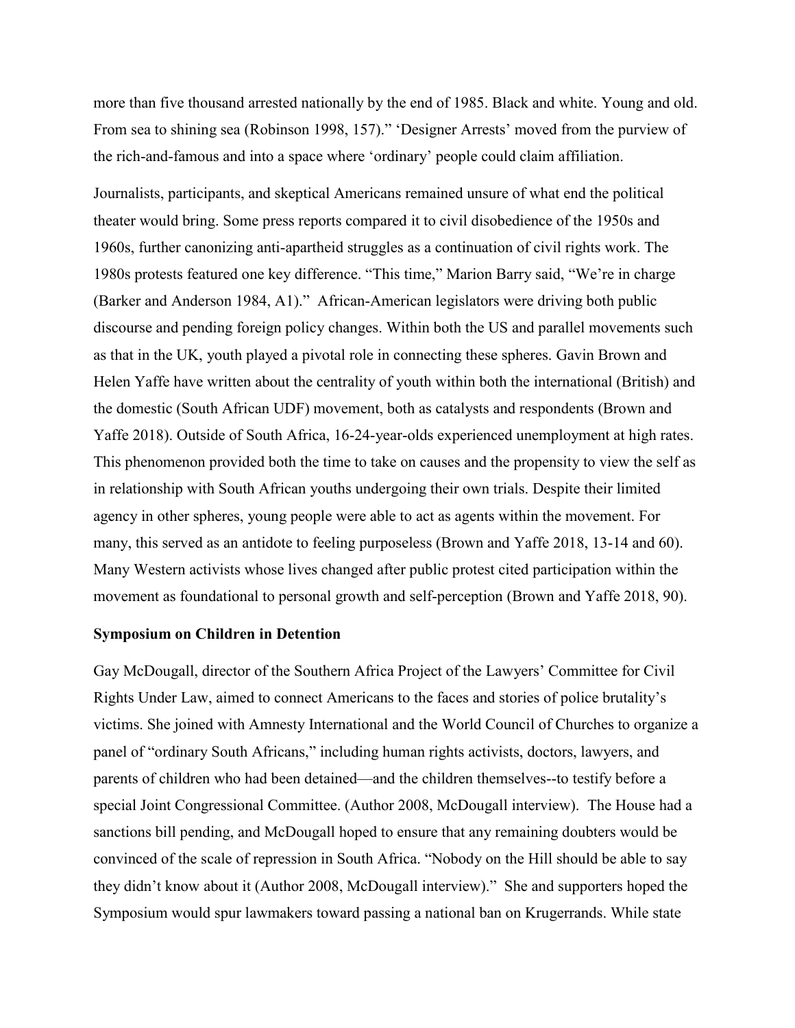more than five thousand arrested nationally by the end of 1985. Black and white. Young and old. From sea to shining sea (Robinson 1998, 157).” ‘Designer Arrests’ moved from the purview of the rich-and-famous and into a space where ‘ordinary’ people could claim affiliation.

Journalists, participants, and skeptical Americans remained unsure of what end the political theater would bring. Some press reports compared it to civil disobedience of the 1950s and 1960s, further canonizing anti-apartheid struggles as a continuation of civil rights work. The 1980s protests featured one key difference. “This time,” Marion Barry said, “We’re in charge (Barker and Anderson 1984, A1).” African-American legislators were driving both public discourse and pending foreign policy changes. Within both the US and parallel movements such as that in the UK, youth played a pivotal role in connecting these spheres. Gavin Brown and Helen Yaffe have written about the centrality of youth within both the international (British) and the domestic (South African UDF) movement, both as catalysts and respondents (Brown and Yaffe 2018). Outside of South Africa, 16-24-year-olds experienced unemployment at high rates. This phenomenon provided both the time to take on causes and the propensity to view the self as in relationship with South African youths undergoing their own trials. Despite their limited agency in other spheres, young people were able to act as agents within the movement. For many, this served as an antidote to feeling purposeless (Brown and Yaffe 2018, 13-14 and 60). Many Western activists whose lives changed after public protest cited participation within the movement as foundational to personal growth and self-perception (Brown and Yaffe 2018, 90).

**Symposium on Children in Detention**

Gay McDougall, director of the Southern Africa Project of the Lawyers’ Committee for Civil Rights Under Law, aimed to connect Americans to the faces and stories of police brutality’s victims. She joined with Amnesty International and the World Council of Churches to organize a panel of “ordinary South Africans,” including human rights activists, doctors, lawyers, and parents of children who had been detained—and the children themselves--to testify before a special Joint Congressional Committee. (Author 2008, McDougall interview). The House had a sanctions bill pending, and McDougall hoped to ensure that any remaining doubters would be convinced of the scale of repression in South Africa. “Nobody on the Hill should be able to say they didn’t know about it (Author 2008, McDougall interview).” She and supporters hoped the Symposium would spur lawmakers toward passing a national ban on Krugerrands. While state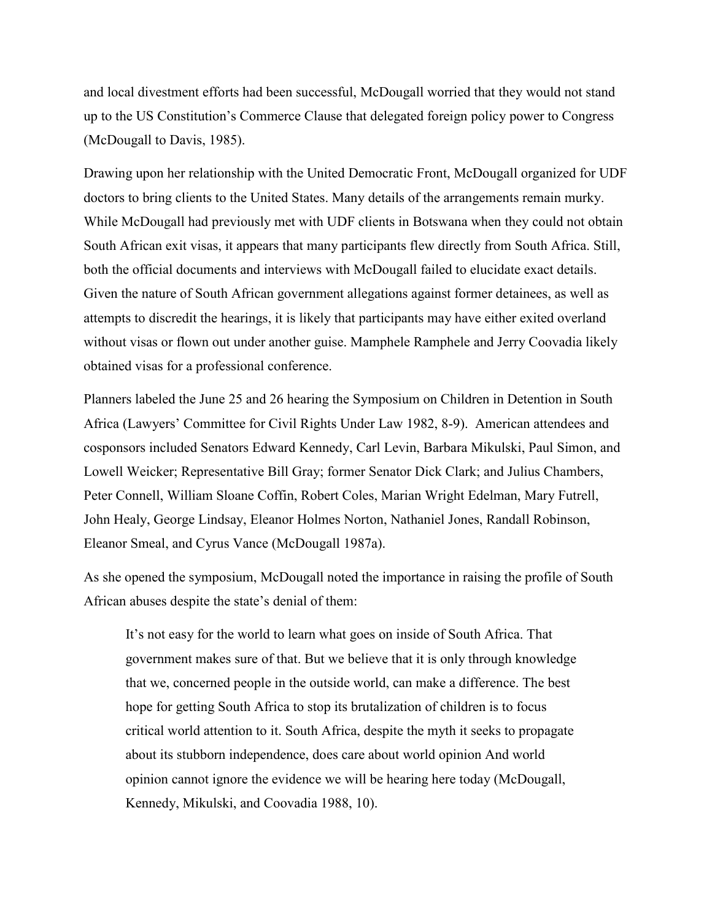and local divestment efforts had been successful, McDougall worried that they would not stand up to the US Constitution's Commerce Clause that delegated foreign policy power to Congress (McDougall to Davis, 1985).

Drawing upon her relationship with the United Democratic Front, McDougall organized for UDF doctors to bring clients to the United States. Many details of the arrangements remain murky. While McDougall had previously met with UDF clients in Botswana when they could not obtain South African exit visas, it appears that many participants flew directly from South Africa. Still, both the official documents and interviews with McDougall failed to elucidate exact details. Given the nature of South African government allegations against former detainees, as well as attempts to discredit the hearings, it is likely that participants may have either exited overland without visas or flown out under another guise. Mamphele Ramphele and Jerry Coovadia likely obtained visas for a professional conference.

Planners labeled the June 25 and 26 hearing the Symposium on Children in Detention in South Africa (Lawyers' Committee for Civil Rights Under Law 1982, 8-9). American attendees and cosponsors included Senators Edward Kennedy, Carl Levin, Barbara Mikulski, Paul Simon, and Lowell Weicker; Representative Bill Gray; former Senator Dick Clark; and Julius Chambers, Peter Connell, William Sloane Coffin, Robert Coles, Marian Wright Edelman, Mary Futrell, John Healy, George Lindsay, Eleanor Holmes Norton, Nathaniel Jones, Randall Robinson, Eleanor Smeal, and Cyrus Vance (McDougall 1987a).

As she opened the symposium, McDougall noted the importance in raising the profile of South African abuses despite the state's denial of them:

> It's not easy for the world to learn what goes on inside of South Africa. That government makes sure of that. But we believe that it is only through knowledge that we, concerned people in the outside world, can make a difference. The best hope for getting South Africa to stop its brutalization of children is to focus critical world attention to it. South Africa, despite the myth it seeks to propagate about its stubborn independence, does care about world opinion And world opinion cannot ignore the evidence we will be hearing here today (McDougall, Kennedy, Mikulski, and Coovadia 1988, 10).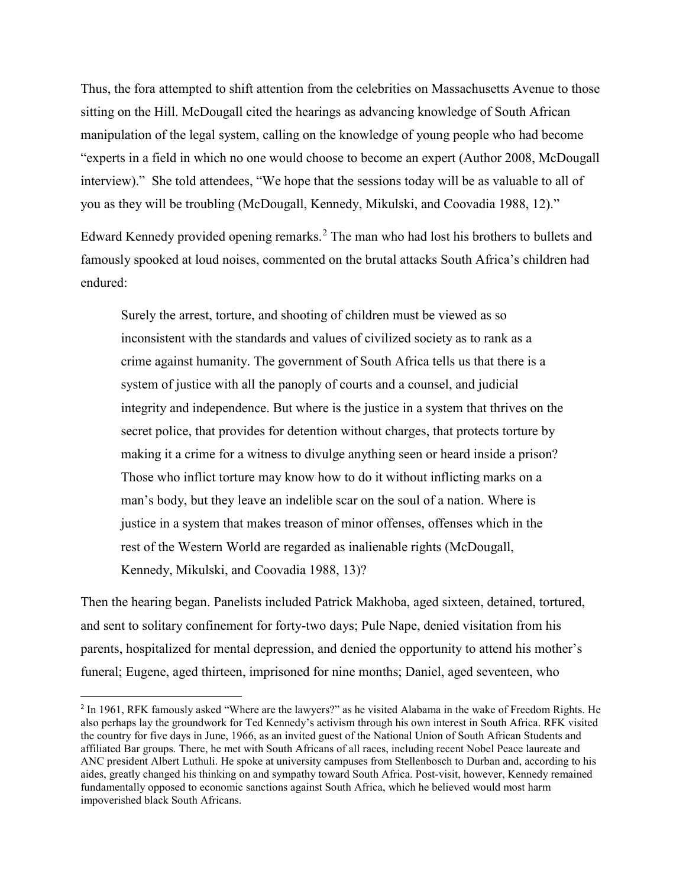Thus, the fora attempted to shift attention from the celebrities on Massachusetts Avenue to those sitting on the Hill. McDougall cited the hearings as advancing knowledge of South African manipulation of the legal system, calling on the knowledge of young people who had become "experts in a field in which no one would choose to become an expert (Author 2008, McDougall interview)." She told attendees, "We hope that the sessions today will be as valuable to all of you as they will be troubling (McDougall, Kennedy, Mikulski, and Coovadia 1988, 12)."

Edward Kennedy provided opening remarks.[2] The man who had lost his brothers to bullets and famously spooked at loud noises, commented on the brutal attacks South Africa's children had endured:

> Surely the arrest, torture, and shooting of children must be viewed as so inconsistent with the standards and values of civilized society as to rank as a crime against humanity. The government of South Africa tells us that there is a system of justice with all the panoply of courts and a counsel, and judicial integrity and independence. But where is the justice in a system that thrives on the secret police, that provides for detention without charges, that protects torture by making it a crime for a witness to divulge anything seen or heard inside a prison? Those who inflict torture may know how to do it without inflicting marks on a man's body, but they leave an indelible scar on the soul of a nation. Where is justice in a system that makes treason of minor offenses, offenses which in the rest of the Western World are regarded as inalienable rights (McDougall, Kennedy, Mikulski, and Coovadia 1988, 13)?

Then the hearing began. Panelists included Patrick Makhoba, aged sixteen, detained, tortured, and sent to solitary confinement for forty-two days; Pule Nape, denied visitation from his parents, hospitalized for mental depression, and denied the opportunity to attend his mother's funeral; Eugene, aged thirteen, imprisoned for nine months; Daniel, aged seventeen, who

[2] In 1961, RFK famously asked "Where are the lawyers?" as he visited Alabama in the wake of Freedom Rights. He also perhaps lay the groundwork for Ted Kennedy's activism through his own interest in South Africa. RFK visited the country for five days in June, 1966, as an invited guest of the National Union of South African Students and affiliated Bar groups. There, he met with South Africans of all races, including recent Nobel Peace laureate and ANC president Albert Luthuli. He spoke at university campuses from Stellenbosch to Durban and, according to his aides, greatly changed his thinking on and sympathy toward South Africa. Post-visit, however, Kennedy remained fundamentally opposed to economic sanctions against South Africa, which he believed would most harm impoverished black South Africans.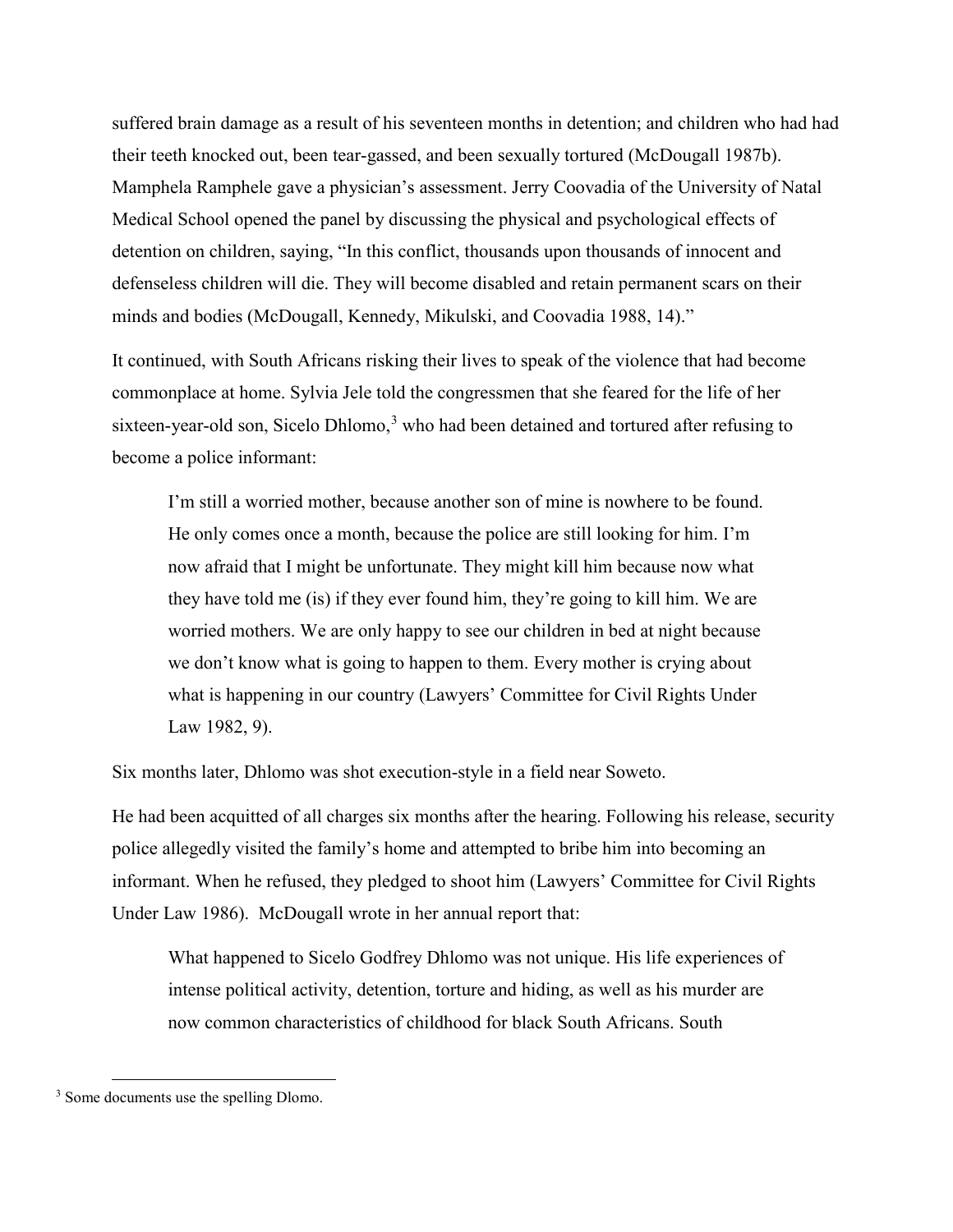suffered brain damage as a result of his seventeen months in detention; and children who had had their teeth knocked out, been tear-gassed, and been sexually tortured (McDougall 1987b). Mamphela Ramphele gave a physician's assessment. Jerry Coovadia of the University of Natal Medical School opened the panel by discussing the physical and psychological effects of detention on children, saying, "In this conflict, thousands upon thousands of innocent and defenseless children will die. They will become disabled and retain permanent scars on their minds and bodies (McDougall, Kennedy, Mikulski, and Coovadia 1988, 14)."

It continued, with South Africans risking their lives to speak of the violence that had become commonplace at home. Sylvia Jele told the congressmen that she feared for the life of her sixteen-year-old son, Sicelo Dhlomo,[3] who had been detained and tortured after refusing to become a police informant:

> I'm still a worried mother, because another son of mine is nowhere to be found. He only comes once a month, because the police are still looking for him. I'm now afraid that I might be unfortunate. They might kill him because now what they have told me (is) if they ever found him, they're going to kill him. We are worried mothers. We are only happy to see our children in bed at night because we don't know what is going to happen to them. Every mother is crying about what is happening in our country (Lawyers' Committee for Civil Rights Under Law 1982, 9).

Six months later, Dhlomo was shot execution-style in a field near Soweto.

He had been acquitted of all charges six months after the hearing. Following his release, security police allegedly visited the family's home and attempted to bribe him into becoming an informant. When he refused, they pledged to shoot him (Lawyers' Committee for Civil Rights Under Law 1986). McDougall wrote in her annual report that:

> What happened to Sicelo Godfrey Dhlomo was not unique. His life experiences of intense political activity, detention, torture and hiding, as well as his murder are now common characteristics of childhood for black South Africans. South

[3] Some documents use the spelling Dlomo.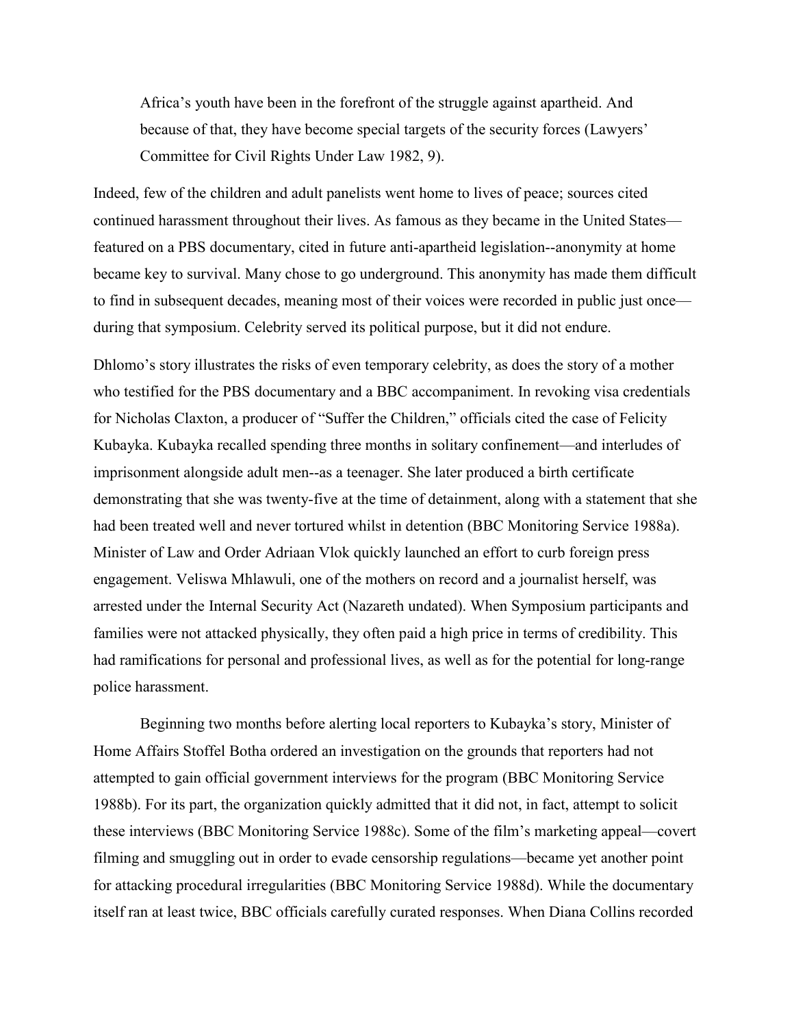> Africa's youth have been in the forefront of the struggle against apartheid. And because of that, they have become special targets of the security forces (Lawyers' Committee for Civil Rights Under Law 1982, 9).

Indeed, few of the children and adult panelists went home to lives of peace; sources cited continued harassment throughout their lives. As famous as they became in the United States—featured on a PBS documentary, cited in future anti-apartheid legislation--anonymity at home became key to survival. Many chose to go underground. This anonymity has made them difficult to find in subsequent decades, meaning most of their voices were recorded in public just once—during that symposium. Celebrity served its political purpose, but it did not endure.

Dhlomo's story illustrates the risks of even temporary celebrity, as does the story of a mother who testified for the PBS documentary and a BBC accompaniment. In revoking visa credentials for Nicholas Claxton, a producer of "Suffer the Children," officials cited the case of Felicity Kubayka. Kubayka recalled spending three months in solitary confinement—and interludes of imprisonment alongside adult men--as a teenager. She later produced a birth certificate demonstrating that she was twenty-five at the time of detainment, along with a statement that she had been treated well and never tortured whilst in detention (BBC Monitoring Service 1988a). Minister of Law and Order Adriaan Vlok quickly launched an effort to curb foreign press engagement. Veliswa Mhlawuli, one of the mothers on record and a journalist herself, was arrested under the Internal Security Act (Nazareth undated). When Symposium participants and families were not attacked physically, they often paid a high price in terms of credibility. This had ramifications for personal and professional lives, as well as for the potential for long-range police harassment.

Beginning two months before alerting local reporters to Kubayka's story, Minister of Home Affairs Stoffel Botha ordered an investigation on the grounds that reporters had not attempted to gain official government interviews for the program (BBC Monitoring Service 1988b). For its part, the organization quickly admitted that it did not, in fact, attempt to solicit these interviews (BBC Monitoring Service 1988c). Some of the film's marketing appeal—covert filming and smuggling out in order to evade censorship regulations—became yet another point for attacking procedural irregularities (BBC Monitoring Service 1988d). While the documentary itself ran at least twice, BBC officials carefully curated responses. When Diana Collins recorded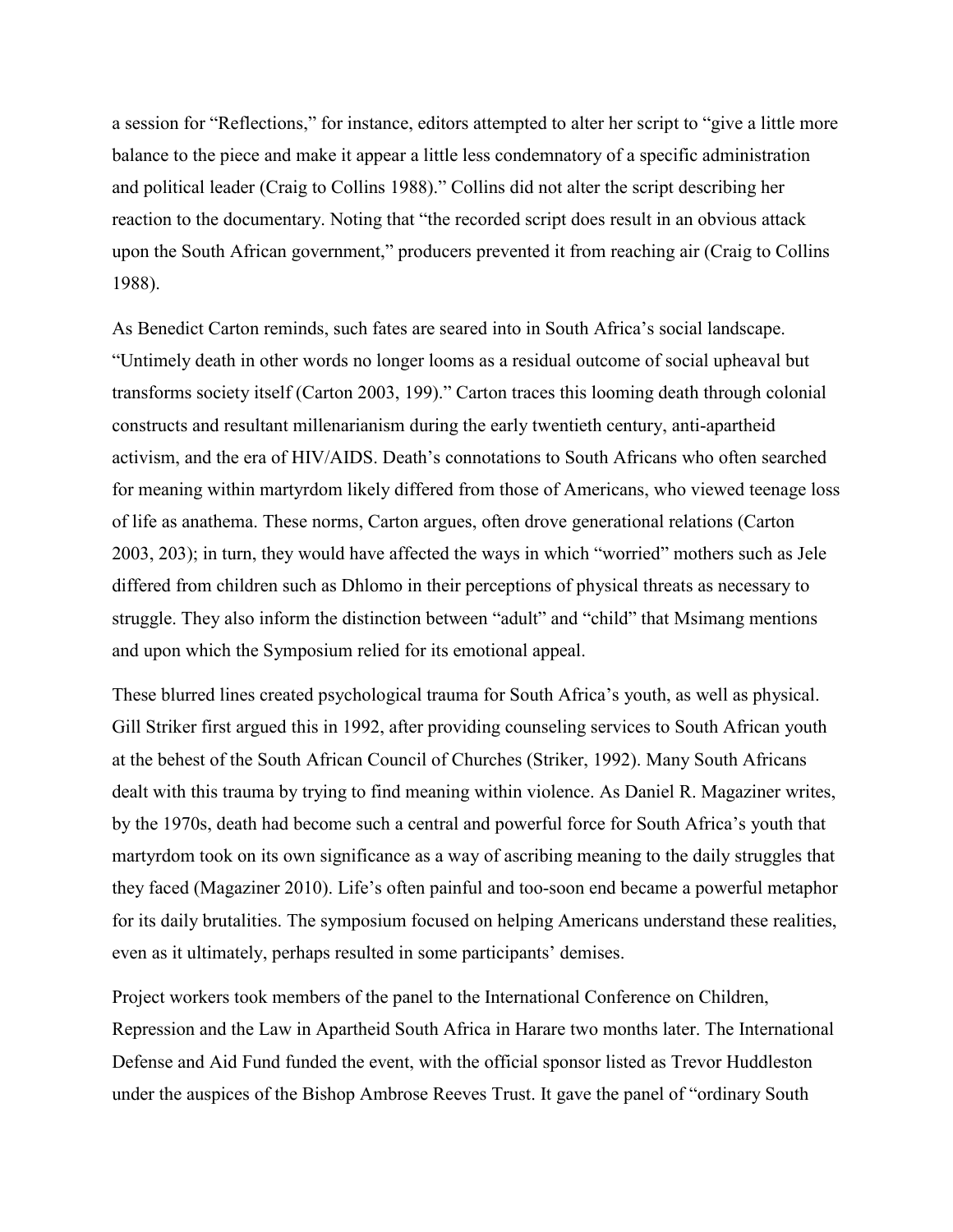a session for "Reflections," for instance, editors attempted to alter her script to "give a little more balance to the piece and make it appear a little less condemnatory of a specific administration and political leader (Craig to Collins 1988)." Collins did not alter the script describing her reaction to the documentary. Noting that "the recorded script does result in an obvious attack upon the South African government," producers prevented it from reaching air (Craig to Collins 1988).

As Benedict Carton reminds, such fates are seared into in South Africa's social landscape. "Untimely death in other words no longer looms as a residual outcome of social upheaval but transforms society itself (Carton 2003, 199)." Carton traces this looming death through colonial constructs and resultant millenarianism during the early twentieth century, anti-apartheid activism, and the era of HIV/AIDS. Death's connotations to South Africans who often searched for meaning within martyrdom likely differed from those of Americans, who viewed teenage loss of life as anathema. These norms, Carton argues, often drove generational relations (Carton 2003, 203); in turn, they would have affected the ways in which "worried" mothers such as Jele differed from children such as Dhlomo in their perceptions of physical threats as necessary to struggle. They also inform the distinction between "adult" and "child" that Msimang mentions and upon which the Symposium relied for its emotional appeal.

These blurred lines created psychological trauma for South Africa's youth, as well as physical. Gill Striker first argued this in 1992, after providing counseling services to South African youth at the behest of the South African Council of Churches (Striker, 1992). Many South Africans dealt with this trauma by trying to find meaning within violence. As Daniel R. Magaziner writes, by the 1970s, death had become such a central and powerful force for South Africa's youth that martyrdom took on its own significance as a way of ascribing meaning to the daily struggles that they faced (Magaziner 2010). Life's often painful and too-soon end became a powerful metaphor for its daily brutalities. The symposium focused on helping Americans understand these realities, even as it ultimately, perhaps resulted in some participants' demises.

Project workers took members of the panel to the International Conference on Children, Repression and the Law in Apartheid South Africa in Harare two months later. The International Defense and Aid Fund funded the event, with the official sponsor listed as Trevor Huddleston under the auspices of the Bishop Ambrose Reeves Trust. It gave the panel of "ordinary South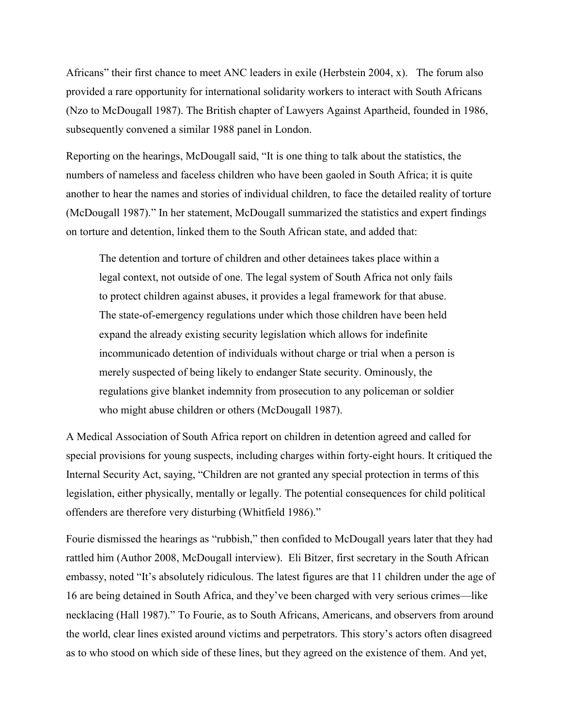Africans" their first chance to meet ANC leaders in exile (Herbstein 2004, x). The forum also provided a rare opportunity for international solidarity workers to interact with South Africans (Nzo to McDougall 1987). The British chapter of Lawyers Against Apartheid, founded in 1986, subsequently convened a similar 1988 panel in London.

Reporting on the hearings, McDougall said, "It is one thing to talk about the statistics, the numbers of nameless and faceless children who have been gaoled in South Africa; it is quite another to hear the names and stories of individual children, to face the detailed reality of torture (McDougall 1987)." In her statement, McDougall summarized the statistics and expert findings on torture and detention, linked them to the South African state, and added that:

> The detention and torture of children and other detainees takes place within a legal context, not outside of one. The legal system of South Africa not only fails to protect children against abuses, it provides a legal framework for that abuse. The state-of-emergency regulations under which those children have been held expand the already existing security legislation which allows for indefinite incommunicado detention of individuals without charge or trial when a person is merely suspected of being likely to endanger State security. Ominously, the regulations give blanket indemnity from prosecution to any policeman or soldier who might abuse children or others (McDougall 1987).

A Medical Association of South Africa report on children in detention agreed and called for special provisions for young suspects, including charges within forty-eight hours. It critiqued the Internal Security Act, saying, "Children are not granted any special protection in terms of this legislation, either physically, mentally or legally. The potential consequences for child political offenders are therefore very disturbing (Whitfield 1986)."

Fourie dismissed the hearings as "rubbish," then confided to McDougall years later that they had rattled him (Author 2008, McDougall interview). Eli Bitzer, first secretary in the South African embassy, noted "It's absolutely ridiculous. The latest figures are that 11 children under the age of 16 are being detained in South Africa, and they've been charged with very serious crimes—like necklacing (Hall 1987)." To Fourie, as to South Africans, Americans, and observers from around the world, clear lines existed around victims and perpetrators. This story's actors often disagreed as to who stood on which side of these lines, but they agreed on the existence of them. And yet,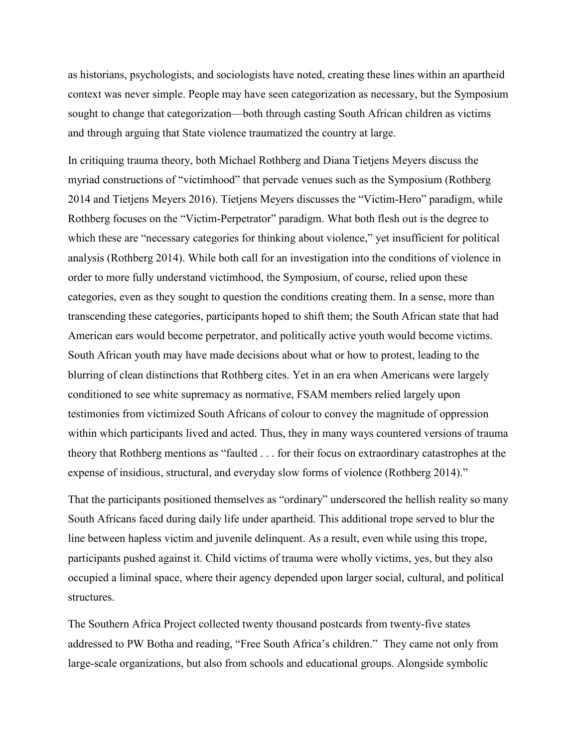as historians, psychologists, and sociologists have noted, creating these lines within an apartheid context was never simple. People may have seen categorization as necessary, but the Symposium sought to change that categorization—both through casting South African children as victims and through arguing that State violence traumatized the country at large.

In critiquing trauma theory, both Michael Rothberg and Diana Tietjens Meyers discuss the myriad constructions of "victimhood" that pervade venues such as the Symposium (Rothberg 2014 and Tietjens Meyers 2016). Tietjens Meyers discusses the "Victim-Hero" paradigm, while Rothberg focuses on the "Victim-Perpetrator" paradigm. What both flesh out is the degree to which these are "necessary categories for thinking about violence," yet insufficient for political analysis (Rothberg 2014). While both call for an investigation into the conditions of violence in order to more fully understand victimhood, the Symposium, of course, relied upon these categories, even as they sought to question the conditions creating them. In a sense, more than transcending these categories, participants hoped to shift them; the South African state that had American ears would become perpetrator, and politically active youth would become victims. South African youth may have made decisions about what or how to protest, leading to the blurring of clean distinctions that Rothberg cites. Yet in an era when Americans were largely conditioned to see white supremacy as normative, FSAM members relied largely upon testimonies from victimized South Africans of colour to convey the magnitude of oppression within which participants lived and acted. Thus, they in many ways countered versions of trauma theory that Rothberg mentions as "faulted . . . for their focus on extraordinary catastrophes at the expense of insidious, structural, and everyday slow forms of violence (Rothberg 2014)."

That the participants positioned themselves as "ordinary" underscored the hellish reality so many South Africans faced during daily life under apartheid. This additional trope served to blur the line between hapless victim and juvenile delinquent. As a result, even while using this trope, participants pushed against it. Child victims of trauma were wholly victims, yes, but they also occupied a liminal space, where their agency depended upon larger social, cultural, and political structures.

The Southern Africa Project collected twenty thousand postcards from twenty-five states addressed to PW Botha and reading, "Free South Africa's children." They came not only from large-scale organizations, but also from schools and educational groups. Alongside symbolic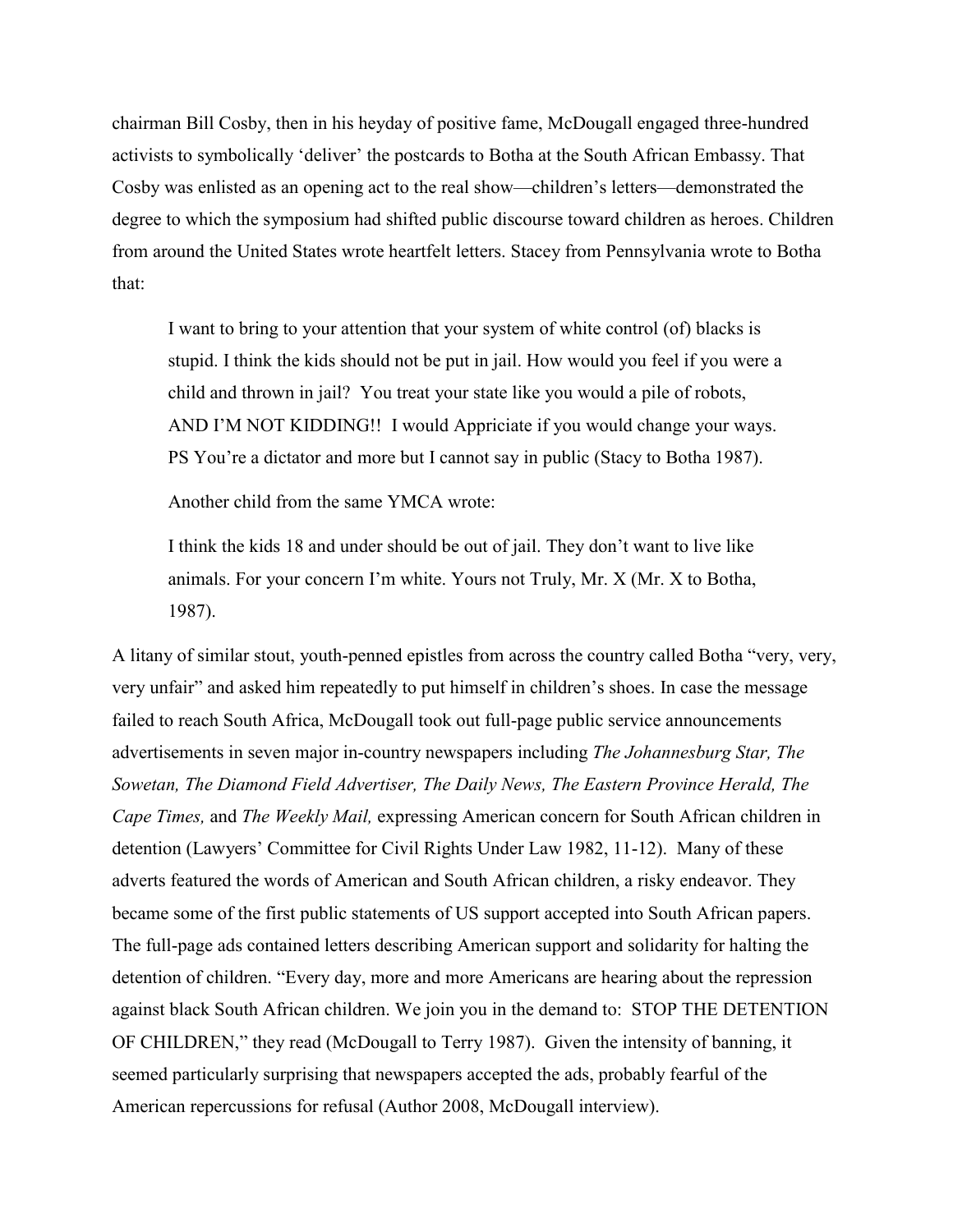chairman Bill Cosby, then in his heyday of positive fame, McDougall engaged three-hundred activists to symbolically 'deliver' the postcards to Botha at the South African Embassy. That Cosby was enlisted as an opening act to the real show—children's letters—demonstrated the degree to which the symposium had shifted public discourse toward children as heroes. Children from around the United States wrote heartfelt letters. Stacey from Pennsylvania wrote to Botha that:

> I want to bring to your attention that your system of white control (of) blacks is stupid. I think the kids should not be put in jail. How would you feel if you were a child and thrown in jail? You treat your state like you would a pile of robots, AND I'M NOT KIDDING!! I would Appriciate if you would change your ways. PS You're a dictator and more but I cannot say in public (Stacy to Botha 1987).

Another child from the same YMCA wrote:

> I think the kids 18 and under should be out of jail. They don't want to live like animals. For your concern I'm white. Yours not Truly, Mr. X (Mr. X to Botha, 1987).

A litany of similar stout, youth-penned epistles from across the country called Botha "very, very, very unfair" and asked him repeatedly to put himself in children's shoes. In case the message failed to reach South Africa, McDougall took out full-page public service announcements advertisements in seven major in-country newspapers including *The Johannesburg Star, The Sowetan, The Diamond Field Advertiser, The Daily News, The Eastern Province Herald, The Cape Times,* and *The Weekly Mail,* expressing American concern for South African children in detention (Lawyers' Committee for Civil Rights Under Law 1982, 11-12). Many of these adverts featured the words of American and South African children, a risky endeavor. They became some of the first public statements of US support accepted into South African papers. The full-page ads contained letters describing American support and solidarity for halting the detention of children. "Every day, more and more Americans are hearing about the repression against black South African children. We join you in the demand to: STOP THE DETENTION OF CHILDREN," they read (McDougall to Terry 1987). Given the intensity of banning, it seemed particularly surprising that newspapers accepted the ads, probably fearful of the American repercussions for refusal (Author 2008, McDougall interview).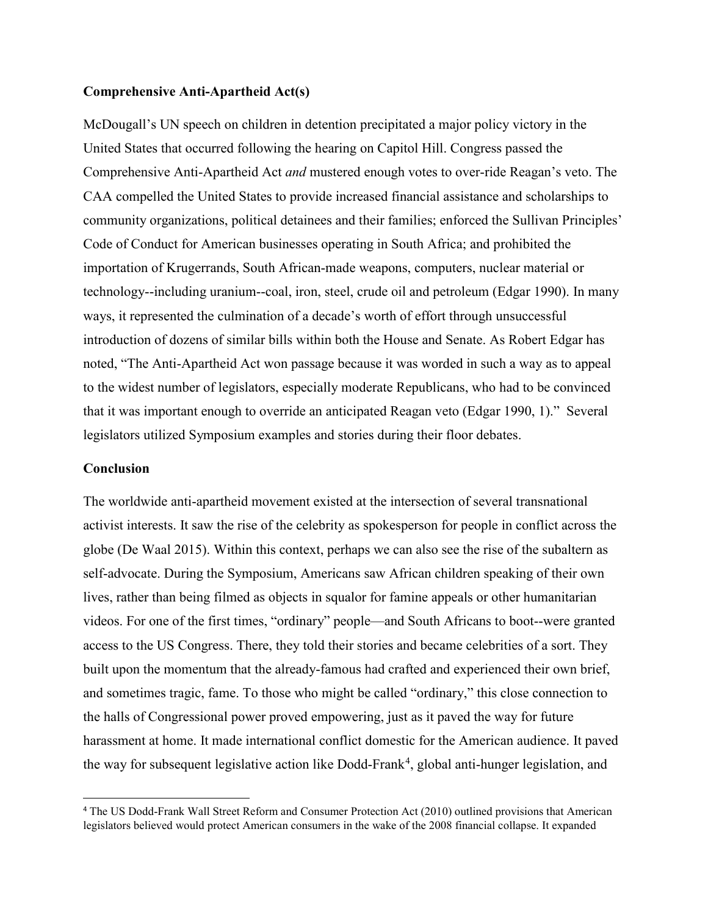**Comprehensive Anti-Apartheid Act(s)**

McDougall's UN speech on children in detention precipitated a major policy victory in the United States that occurred following the hearing on Capitol Hill. Congress passed the Comprehensive Anti-Apartheid Act *and* mustered enough votes to over-ride Reagan's veto. The CAA compelled the United States to provide increased financial assistance and scholarships to community organizations, political detainees and their families; enforced the Sullivan Principles' Code of Conduct for American businesses operating in South Africa; and prohibited the importation of Krugerrands, South African-made weapons, computers, nuclear material or technology--including uranium--coal, iron, steel, crude oil and petroleum (Edgar 1990). In many ways, it represented the culmination of a decade's worth of effort through unsuccessful introduction of dozens of similar bills within both the House and Senate. As Robert Edgar has noted, "The Anti-Apartheid Act won passage because it was worded in such a way as to appeal to the widest number of legislators, especially moderate Republicans, who had to be convinced that it was important enough to override an anticipated Reagan veto (Edgar 1990, 1)." Several legislators utilized Symposium examples and stories during their floor debates.

**Conclusion**

The worldwide anti-apartheid movement existed at the intersection of several transnational activist interests. It saw the rise of the celebrity as spokesperson for people in conflict across the globe (De Waal 2015). Within this context, perhaps we can also see the rise of the subaltern as self-advocate. During the Symposium, Americans saw African children speaking of their own lives, rather than being filmed as objects in squalor for famine appeals or other humanitarian videos. For one of the first times, "ordinary" people—and South Africans to boot--were granted access to the US Congress. There, they told their stories and became celebrities of a sort. They built upon the momentum that the already-famous had crafted and experienced their own brief, and sometimes tragic, fame. To those who might be called "ordinary," this close connection to the halls of Congressional power proved empowering, just as it paved the way for future harassment at home. It made international conflict domestic for the American audience. It paved the way for subsequent legislative action like Dodd-Frank[4], global anti-hunger legislation, and

[4] The US Dodd-Frank Wall Street Reform and Consumer Protection Act (2010) outlined provisions that American legislators believed would protect American consumers in the wake of the 2008 financial collapse. It expanded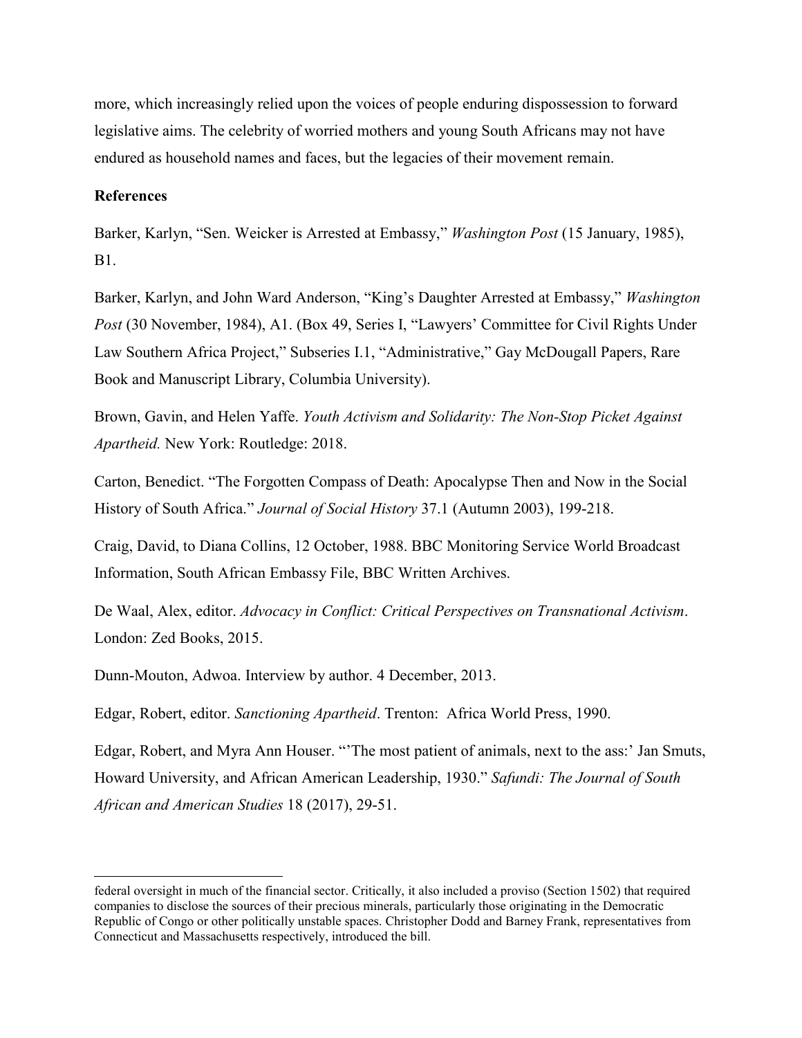more, which increasingly relied upon the voices of people enduring dispossession to forward legislative aims. The celebrity of worried mothers and young South Africans may not have endured as household names and faces, but the legacies of their movement remain.

**References**

Barker, Karlyn, "Sen. Weicker is Arrested at Embassy," *Washington Post* (15 January, 1985), B1.

Barker, Karlyn, and John Ward Anderson, "King's Daughter Arrested at Embassy," *Washington Post* (30 November, 1984), A1. (Box 49, Series I, "Lawyers' Committee for Civil Rights Under Law Southern Africa Project," Subseries I.1, "Administrative," Gay McDougall Papers, Rare Book and Manuscript Library, Columbia University).

Brown, Gavin, and Helen Yaffe. *Youth Activism and Solidarity: The Non-Stop Picket Against Apartheid.* New York: Routledge: 2018.

Carton, Benedict. "The Forgotten Compass of Death: Apocalypse Then and Now in the Social History of South Africa." *Journal of Social History* 37.1 (Autumn 2003), 199-218.

Craig, David, to Diana Collins, 12 October, 1988. BBC Monitoring Service World Broadcast Information, South African Embassy File, BBC Written Archives.

De Waal, Alex, editor. *Advocacy in Conflict: Critical Perspectives on Transnational Activism*. London: Zed Books, 2015.

Dunn-Mouton, Adwoa. Interview by author. 4 December, 2013.

Edgar, Robert, editor. *Sanctioning Apartheid*. Trenton: Africa World Press, 1990.

Edgar, Robert, and Myra Ann Houser. "'The most patient of animals, next to the ass:' Jan Smuts, Howard University, and African American Leadership, 1930." *Safundi: The Journal of South African and American Studies* 18 (2017), 29-51.

---

federal oversight in much of the financial sector. Critically, it also included a proviso (Section 1502) that required companies to disclose the sources of their precious minerals, particularly those originating in the Democratic Republic of Congo or other politically unstable spaces. Christopher Dodd and Barney Frank, representatives from Connecticut and Massachusetts respectively, introduced the bill.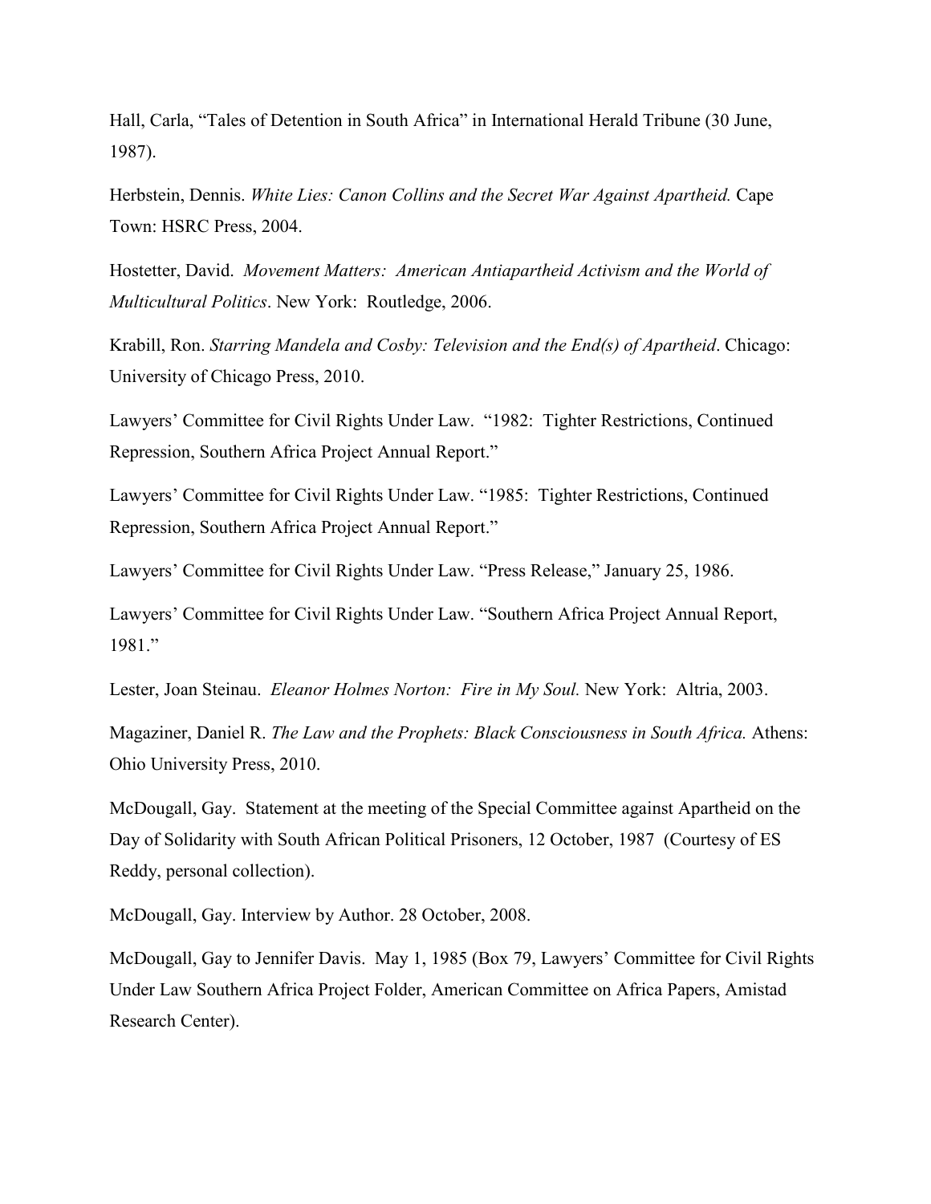Hall, Carla, “Tales of Detention in South Africa” in International Herald Tribune (30 June, 1987).

Herbstein, Dennis. *White Lies: Canon Collins and the Secret War Against Apartheid.* Cape Town: HSRC Press, 2004.

Hostetter, David. *Movement Matters: American Antiapartheid Activism and the World of Multicultural Politics*. New York: Routledge, 2006.

Krabill, Ron. *Starring Mandela and Cosby: Television and the End(s) of Apartheid*. Chicago: University of Chicago Press, 2010.

Lawyers’ Committee for Civil Rights Under Law. “1982: Tighter Restrictions, Continued Repression, Southern Africa Project Annual Report.”

Lawyers’ Committee for Civil Rights Under Law. “1985: Tighter Restrictions, Continued Repression, Southern Africa Project Annual Report.”

Lawyers’ Committee for Civil Rights Under Law. “Press Release,” January 25, 1986.

Lawyers’ Committee for Civil Rights Under Law. “Southern Africa Project Annual Report, 1981.”

Lester, Joan Steinau. *Eleanor Holmes Norton: Fire in My Soul.* New York: Altria, 2003.

Magaziner, Daniel R. *The Law and the Prophets: Black Consciousness in South Africa.* Athens: Ohio University Press, 2010.

McDougall, Gay. Statement at the meeting of the Special Committee against Apartheid on the Day of Solidarity with South African Political Prisoners, 12 October, 1987 (Courtesy of ES Reddy, personal collection).

McDougall, Gay. Interview by Author. 28 October, 2008.

McDougall, Gay to Jennifer Davis. May 1, 1985 (Box 79, Lawyers’ Committee for Civil Rights Under Law Southern Africa Project Folder, American Committee on Africa Papers, Amistad Research Center).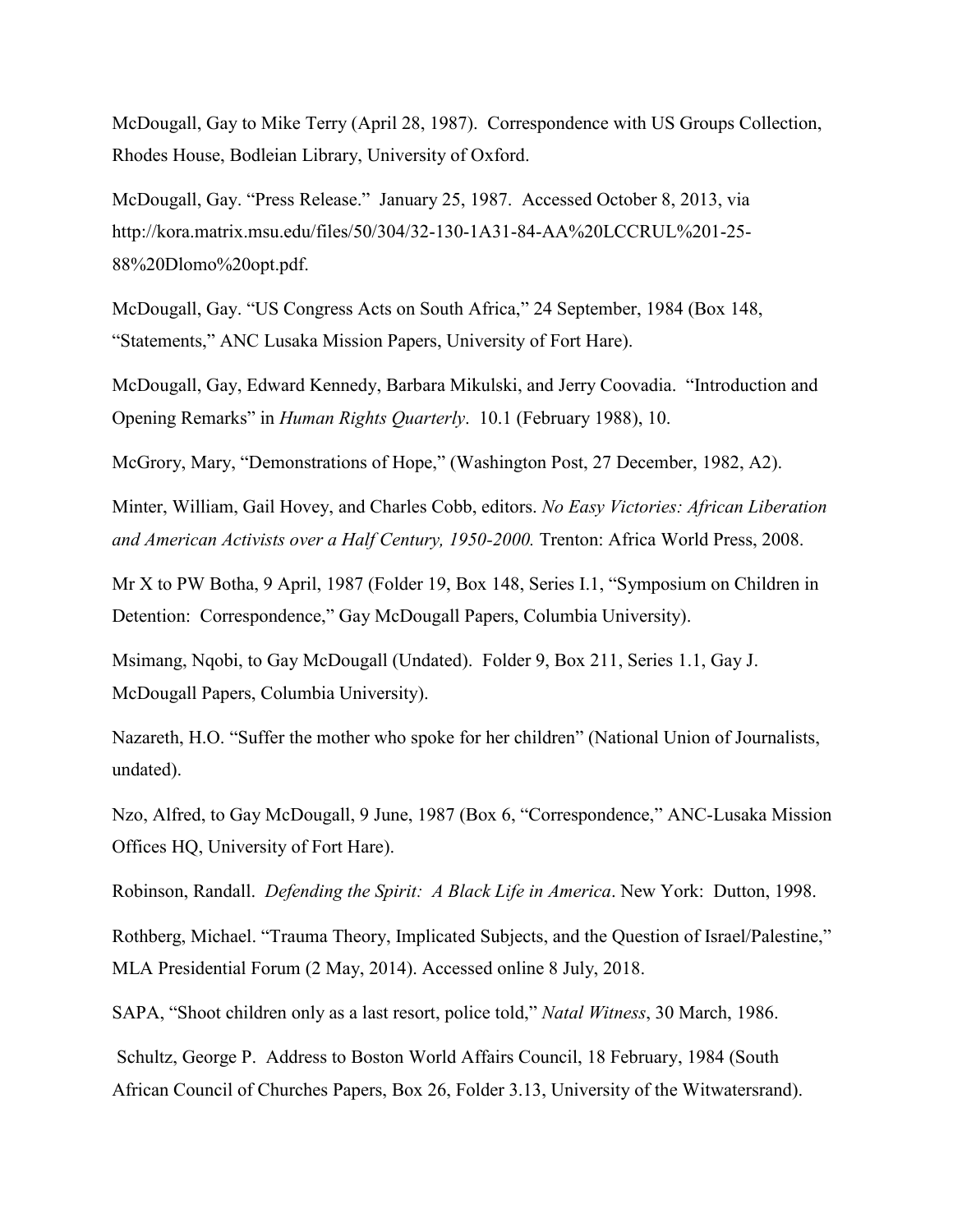McDougall, Gay to Mike Terry (April 28, 1987). Correspondence with US Groups Collection, Rhodes House, Bodleian Library, University of Oxford.

McDougall, Gay. "Press Release." January 25, 1987. Accessed October 8, 2013, via http://kora.matrix.msu.edu/files/50/304/32-130-1A31-84-AA%20LCCRUL%201-25-88%20Dlomo%20opt.pdf.

McDougall, Gay. "US Congress Acts on South Africa," 24 September, 1984 (Box 148, "Statements," ANC Lusaka Mission Papers, University of Fort Hare).

McDougall, Gay, Edward Kennedy, Barbara Mikulski, and Jerry Coovadia. "Introduction and Opening Remarks" in *Human Rights Quarterly*. 10.1 (February 1988), 10.

McGrory, Mary, "Demonstrations of Hope," (Washington Post, 27 December, 1982, A2).

Minter, William, Gail Hovey, and Charles Cobb, editors. *No Easy Victories: African Liberation and American Activists over a Half Century, 1950-2000.* Trenton: Africa World Press, 2008.

Mr X to PW Botha, 9 April, 1987 (Folder 19, Box 148, Series I.1, "Symposium on Children in Detention: Correspondence," Gay McDougall Papers, Columbia University).

Msimang, Nqobi, to Gay McDougall (Undated). Folder 9, Box 211, Series 1.1, Gay J. McDougall Papers, Columbia University).

Nazareth, H.O. "Suffer the mother who spoke for her children" (National Union of Journalists, undated).

Nzo, Alfred, to Gay McDougall, 9 June, 1987 (Box 6, "Correspondence," ANC-Lusaka Mission Offices HQ, University of Fort Hare).

Robinson, Randall. *Defending the Spirit: A Black Life in America*. New York: Dutton, 1998.

Rothberg, Michael. "Trauma Theory, Implicated Subjects, and the Question of Israel/Palestine," MLA Presidential Forum (2 May, 2014). Accessed online 8 July, 2018.

SAPA, "Shoot children only as a last resort, police told," *Natal Witness*, 30 March, 1986.

Schultz, George P. Address to Boston World Affairs Council, 18 February, 1984 (South African Council of Churches Papers, Box 26, Folder 3.13, University of the Witwatersrand).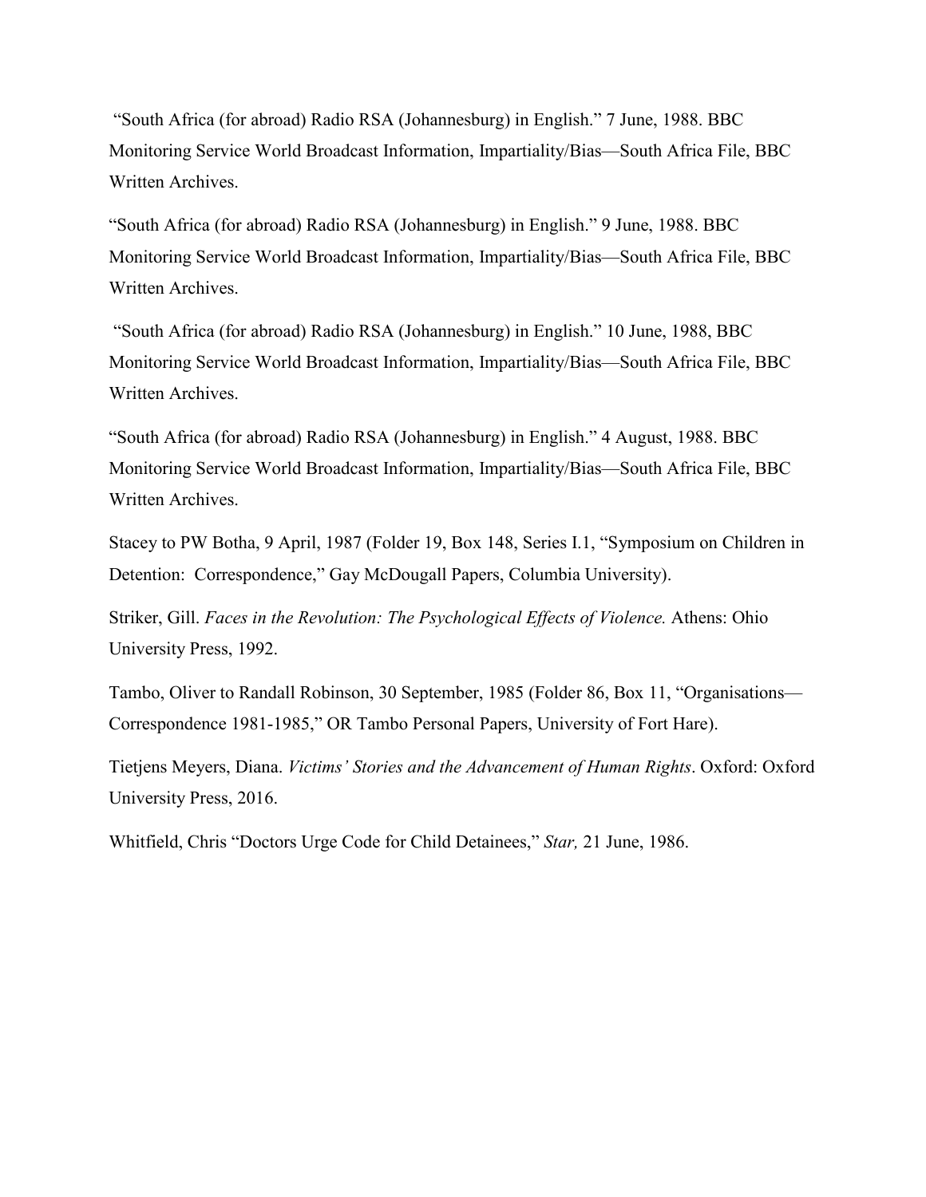"South Africa (for abroad) Radio RSA (Johannesburg) in English." 7 June, 1988. BBC Monitoring Service World Broadcast Information, Impartiality/Bias—South Africa File, BBC Written Archives.

"South Africa (for abroad) Radio RSA (Johannesburg) in English." 9 June, 1988. BBC Monitoring Service World Broadcast Information, Impartiality/Bias—South Africa File, BBC Written Archives.

"South Africa (for abroad) Radio RSA (Johannesburg) in English." 10 June, 1988, BBC Monitoring Service World Broadcast Information, Impartiality/Bias—South Africa File, BBC Written Archives.

"South Africa (for abroad) Radio RSA (Johannesburg) in English." 4 August, 1988. BBC Monitoring Service World Broadcast Information, Impartiality/Bias—South Africa File, BBC Written Archives.

Stacey to PW Botha, 9 April, 1987 (Folder 19, Box 148, Series I.1, "Symposium on Children in Detention: Correspondence," Gay McDougall Papers, Columbia University).

Striker, Gill. *Faces in the Revolution: The Psychological Effects of Violence.* Athens: Ohio University Press, 1992.

Tambo, Oliver to Randall Robinson, 30 September, 1985 (Folder 86, Box 11, "Organisations—Correspondence 1981-1985," OR Tambo Personal Papers, University of Fort Hare).

Tietjens Meyers, Diana. *Victims' Stories and the Advancement of Human Rights*. Oxford: Oxford University Press, 2016.

Whitfield, Chris "Doctors Urge Code for Child Detainees," *Star,* 21 June, 1986.